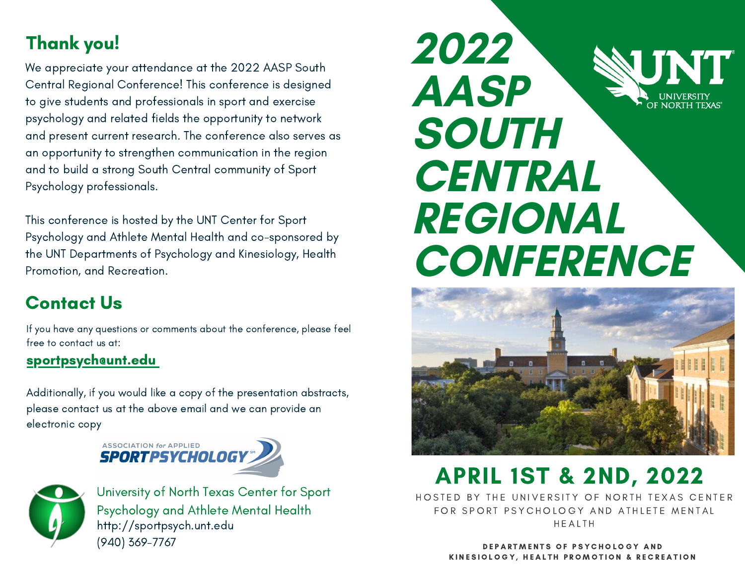## Thank you!

We appreciate your attendance at the 2022 AASP South Central Regional Conference! This conference is designed to give students and professionals in sport and exercise psychology and related fields the opportunity to network and present current research. The conference also serves as an opportunity to strengthen communication in the region and to build a strong South Central community of Sport Psychology professionals.

This conference is hosted by the UNT Center for Sport Psychology and Athlete Mental Health and co-sponsored by the UNT Departments of Psychology and Kinesiology, Health Promotion, and Recreation.

## Contact Us

If you have any questions or comments about the conference, please feel free to contact us at:

**sportpsych@unt.edu**

Additionally, if you would like a copy of the presentation abstracts, please contact us at the above email and we can provide an electronic copy

ASSOCIATION for APPLIED SPORT PSYCHOLOGY

University of North Texas Center for Sport Psychology and Athlete Mental Health
http://sportpsych.unt.edu
(940) 369-7767

# 2022 AASP SOUTH CENTRAL REGIONAL CONFERENCE

UNT UNIVERSITY OF NORTH TEXAS

## APRIL 1ST & 2ND, 2022

HOSTED BY THE UNIVERSITY OF NORTH TEXAS CENTER FOR SPORT PSYCHOLOGY AND ATHLETE MENTAL HEALTH

**DEPARTMENTS OF PSYCHOLOGY AND KINESIOLOGY, HEALTH PROMOTION & RECREATION**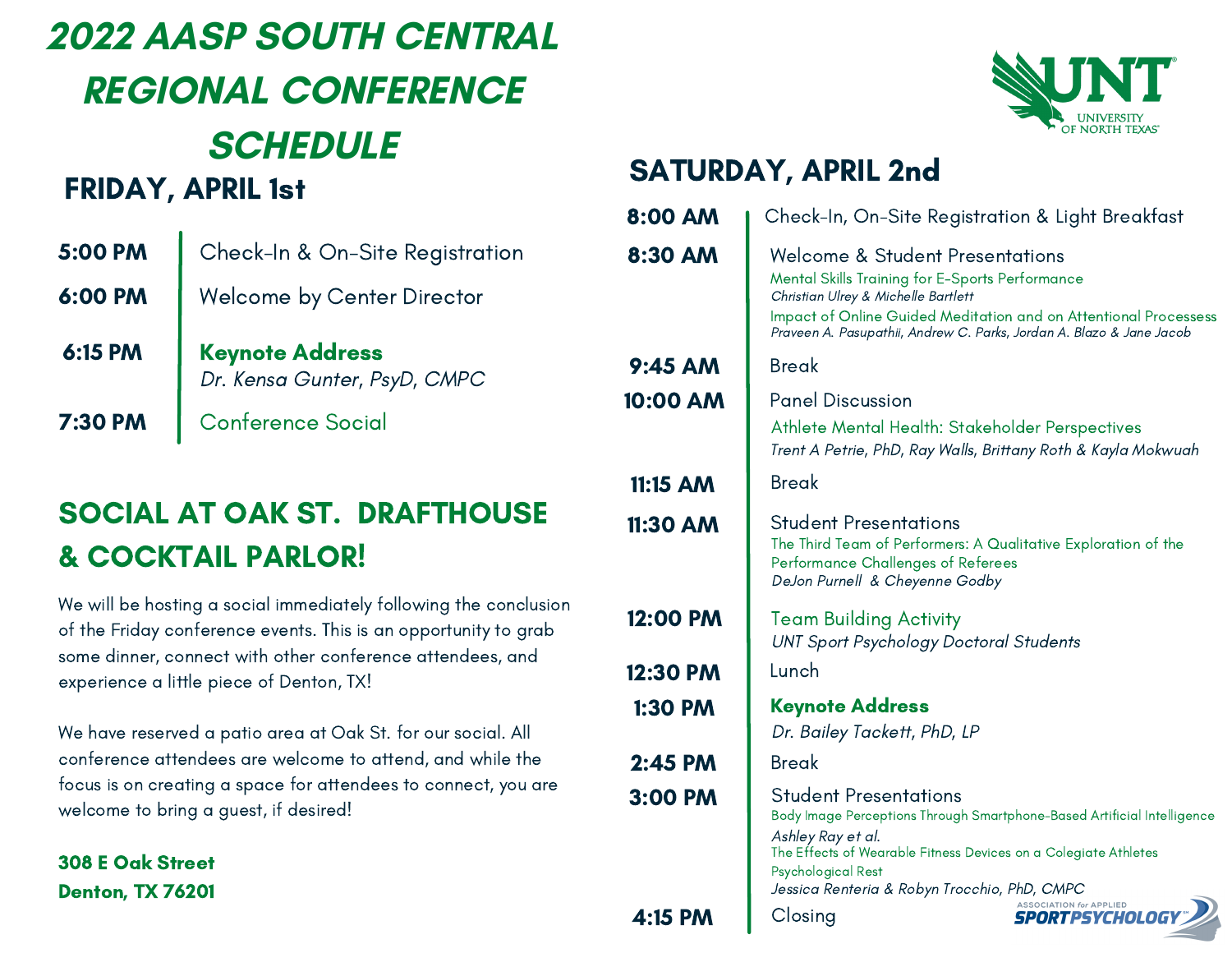# 2022 AASP SOUTH CENTRAL REGIONAL CONFERENCE SCHEDULE

## FRIDAY, APRIL 1st

| | |
|---|---|
| **5:00 PM** | Check-In & On-Site Registration |
| **6:00 PM** | Welcome by Center Director |
| **6:15 PM** | **Keynote Address**<br>*Dr. Kensa Gunter, PsyD, CMPC* |
| **7:30 PM** | Conference Social |

## SOCIAL AT OAK ST. DRAFTHOUSE & COCKTAIL PARLOR!

We will be hosting a social immediately following the conclusion of the Friday conference events. This is an opportunity to grab some dinner, connect with other conference attendees, and experience a little piece of Denton, TX!

We have reserved a patio area at Oak St. for our social. All conference attendees are welcome to attend, and while the focus is on creating a space for attendees to connect, you are welcome to bring a guest, if desired!

**308 E Oak Street**
**Denton, TX 76201**

## SATURDAY, APRIL 2nd

| | |
|---|---|
| **8:00 AM** | Check-In, On-Site Registration & Light Breakfast |
| **8:30 AM** | Welcome & Student Presentations<br>Mental Skills Training for E-Sports Performance<br>*Christian Ulrey & Michelle Bartlett*<br>Impact of Online Guided Meditation and on Attentional Processess<br>*Praveen A. Pasupathii, Andrew C. Parks, Jordan A. Blazo & Jane Jacob* |
| **9:45 AM** | Break |
| **10:00 AM** | Panel Discussion<br>Athlete Mental Health: Stakeholder Perspectives<br>*Trent A Petrie, PhD, Ray Walls, Brittany Roth & Kayla Mokwuah* |
| **11:15 AM** | Break |
| **11:30 AM** | Student Presentations<br>The Third Team of Performers: A Qualitative Exploration of the Performance Challenges of Referees<br>*DeJon Purnell & Cheyenne Godby* |
| **12:00 PM** | Team Building Activity<br>*UNT Sport Psychology Doctoral Students* |
| **12:30 PM** | Lunch |
| **1:30 PM** | **Keynote Address**<br>*Dr. Bailey Tackett, PhD, LP* |
| **2:45 PM** | Break |
| **3:00 PM** | Student Presentations<br>Body Image Perceptions Through Smartphone-Based Artificial Intelligence<br>*Ashley Ray et al.*<br>The Effects of Wearable Fitness Devices on a Colegiate Athletes Psychological Rest<br>*Jessica Renteria & Robyn Trocchio, PhD, CMPC* |
| **4:15 PM** | Closing |